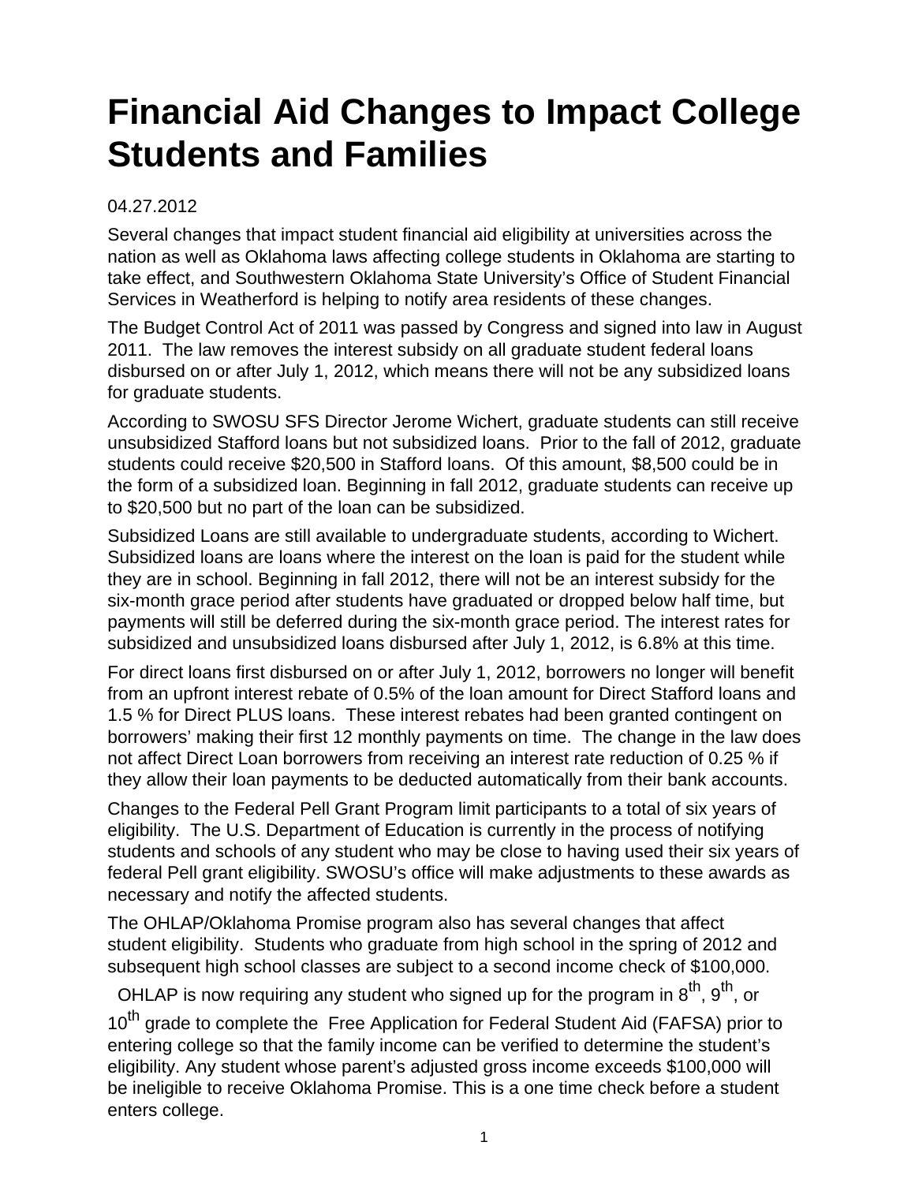# Financial Aid Changes to Impact College Students and Families

04.27.2012

Several changes that impact student financial aid eligibility at universities across the nation as well as Oklahoma laws affecting college students in Oklahoma are starting to take effect, and Southwestern Oklahoma State University's Office of Student Financial Services in Weatherford is helping to notify area residents of these changes.

The Budget Control Act of 2011 was passed by Congress and signed into law in August 2011. The law removes the interest subsidy on all graduate student federal loans disbursed on or after July 1, 2012, which means there will not be any subsidized loans for graduate students.

According to SWOSU SFS Director Jerome Wichert, graduate students can still receive unsubsidized Stafford loans but not subsidized loans. Prior to the fall of 2012, graduate students could receive $20,500 in Stafford loans. Of this amount, $8,500 could be in the form of a subsidized loan. Beginning in fall 2012, graduate students can receive up to $20,500 but no part of the loan can be subsidized.

Subsidized Loans are still available to undergraduate students, according to Wichert. Subsidized loans are loans where the interest on the loan is paid for the student while they are in school. Beginning in fall 2012, there will not be an interest subsidy for the six-month grace period after students have graduated or dropped below half time, but payments will still be deferred during the six-month grace period. The interest rates for subsidized and unsubsidized loans disbursed after July 1, 2012, is 6.8% at this time.

For direct loans first disbursed on or after July 1, 2012, borrowers no longer will benefit from an upfront interest rebate of 0.5% of the loan amount for Direct Stafford loans and 1.5 % for Direct PLUS loans. These interest rebates had been granted contingent on borrowers' making their first 12 monthly payments on time. The change in the law does not affect Direct Loan borrowers from receiving an interest rate reduction of 0.25 % if they allow their loan payments to be deducted automatically from their bank accounts.

Changes to the Federal Pell Grant Program limit participants to a total of six years of eligibility. The U.S. Department of Education is currently in the process of notifying students and schools of any student who may be close to having used their six years of federal Pell grant eligibility. SWOSU's office will make adjustments to these awards as necessary and notify the affected students.

The OHLAP/Oklahoma Promise program also has several changes that affect student eligibility. Students who graduate from high school in the spring of 2012 and subsequent high school classes are subject to a second income check of $100,000.

OHLAP is now requiring any student who signed up for the program in 8th, 9th, or 10th grade to complete the Free Application for Federal Student Aid (FAFSA) prior to entering college so that the family income can be verified to determine the student's eligibility. Any student whose parent's adjusted gross income exceeds $100,000 will be ineligible to receive Oklahoma Promise. This is a one time check before a student enters college.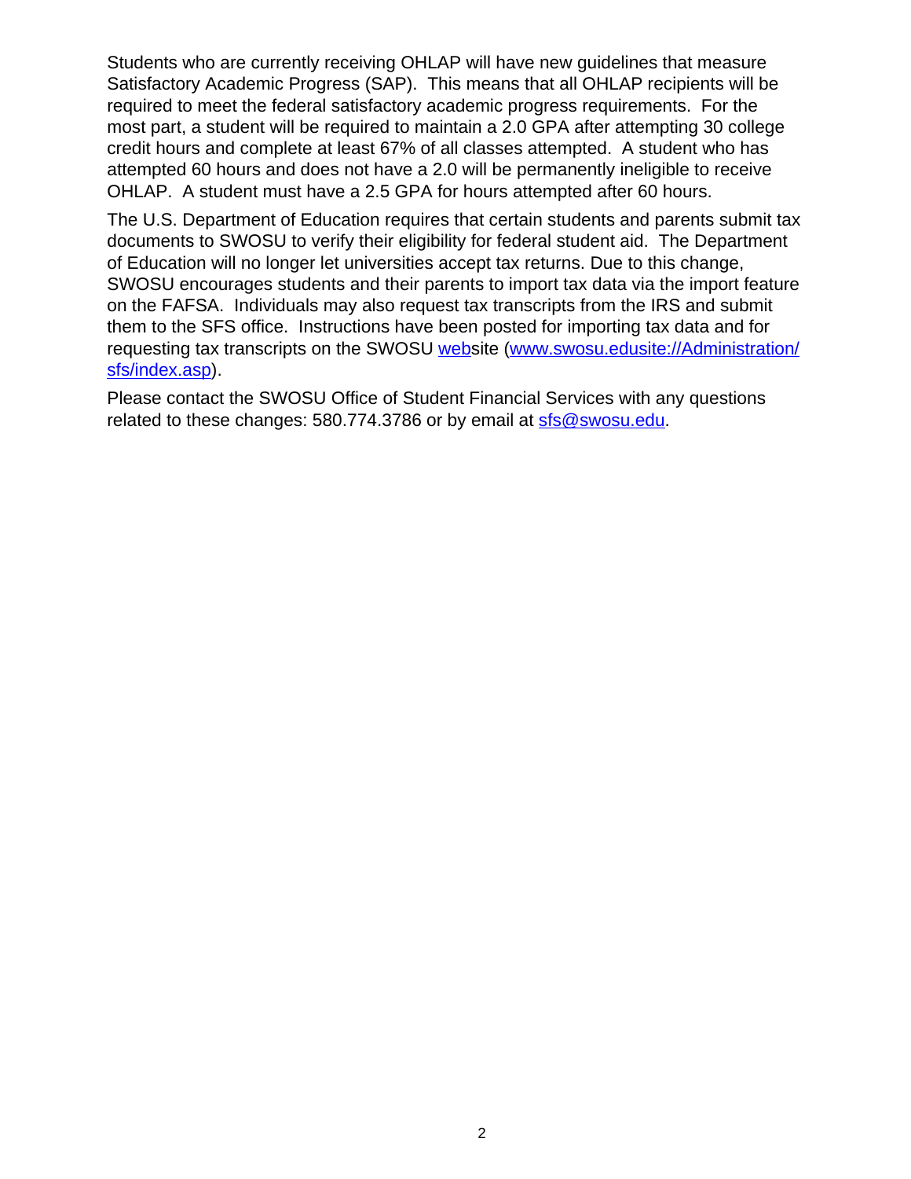Students who are currently receiving OHLAP will have new guidelines that measure Satisfactory Academic Progress (SAP). This means that all OHLAP recipients will be required to meet the federal satisfactory academic progress requirements. For the most part, a student will be required to maintain a 2.0 GPA after attempting 30 college credit hours and complete at least 67% of all classes attempted. A student who has attempted 60 hours and does not have a 2.0 will be permanently ineligible to receive OHLAP. A student must have a 2.5 GPA for hours attempted after 60 hours.

The U.S. Department of Education requires that certain students and parents submit tax documents to SWOSU to verify their eligibility for federal student aid. The Department of Education will no longer let universities accept tax returns. Due to this change, SWOSU encourages students and their parents to import tax data via the import feature on the FAFSA. Individuals may also request tax transcripts from the IRS and submit them to the SFS office. Instructions have been posted for importing tax data and for requesting tax transcripts on the SWOSU website (www.swosu.edusite://Administration/sfs/index.asp).

Please contact the SWOSU Office of Student Financial Services with any questions related to these changes: 580.774.3786 or by email at sfs@swosu.edu.